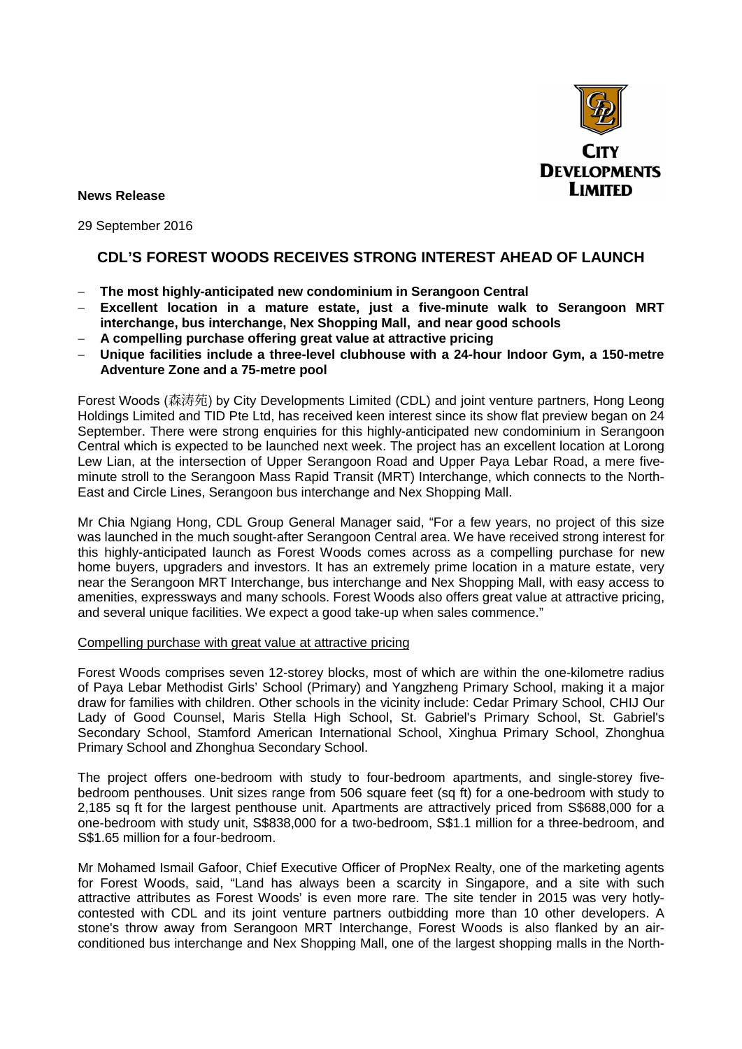**News Release**

29 September 2016

# CDL'S FOREST WOODS RECEIVES STRONG INTEREST AHEAD OF LAUNCH

- **The most highly-anticipated new condominium in Serangoon Central**
- **Excellent location in a mature estate, just a five-minute walk to Serangoon MRT interchange, bus interchange, Nex Shopping Mall, and near good schools**
- **A compelling purchase offering great value at attractive pricing**
- **Unique facilities include a three-level clubhouse with a 24-hour Indoor Gym, a 150-metre Adventure Zone and a 75-metre pool**

Forest Woods (森涛苑) by City Developments Limited (CDL) and joint venture partners, Hong Leong Holdings Limited and TID Pte Ltd, has received keen interest since its show flat preview began on 24 September. There were strong enquiries for this highly-anticipated new condominium in Serangoon Central which is expected to be launched next week. The project has an excellent location at Lorong Lew Lian, at the intersection of Upper Serangoon Road and Upper Paya Lebar Road, a mere five-minute stroll to the Serangoon Mass Rapid Transit (MRT) Interchange, which connects to the North-East and Circle Lines, Serangoon bus interchange and Nex Shopping Mall.

Mr Chia Ngiang Hong, CDL Group General Manager said, "For a few years, no project of this size was launched in the much sought-after Serangoon Central area. We have received strong interest for this highly-anticipated launch as Forest Woods comes across as a compelling purchase for new home buyers, upgraders and investors. It has an extremely prime location in a mature estate, very near the Serangoon MRT Interchange, bus interchange and Nex Shopping Mall, with easy access to amenities, expressways and many schools. Forest Woods also offers great value at attractive pricing, and several unique facilities. We expect a good take-up when sales commence."

<u>Compelling purchase with great value at attractive pricing</u>

Forest Woods comprises seven 12-storey blocks, most of which are within the one-kilometre radius of Paya Lebar Methodist Girls' School (Primary) and Yangzheng Primary School, making it a major draw for families with children. Other schools in the vicinity include: Cedar Primary School, CHIJ Our Lady of Good Counsel, Maris Stella High School, St. Gabriel's Primary School, St. Gabriel's Secondary School, Stamford American International School, Xinghua Primary School, Zhonghua Primary School and Zhonghua Secondary School.

The project offers one-bedroom with study to four-bedroom apartments, and single-storey five-bedroom penthouses. Unit sizes range from 506 square feet (sq ft) for a one-bedroom with study to 2,185 sq ft for the largest penthouse unit. Apartments are attractively priced from S$688,000 for a one-bedroom with study unit, S$838,000 for a two-bedroom, S$1.1 million for a three-bedroom, and S$1.65 million for a four-bedroom.

Mr Mohamed Ismail Gafoor, Chief Executive Officer of PropNex Realty, one of the marketing agents for Forest Woods, said, "Land has always been a scarcity in Singapore, and a site with such attractive attributes as Forest Woods' is even more rare. The site tender in 2015 was very hotly-contested with CDL and its joint venture partners outbidding more than 10 other developers. A stone's throw away from Serangoon MRT Interchange, Forest Woods is also flanked by an air-conditioned bus interchange and Nex Shopping Mall, one of the largest shopping malls in the North-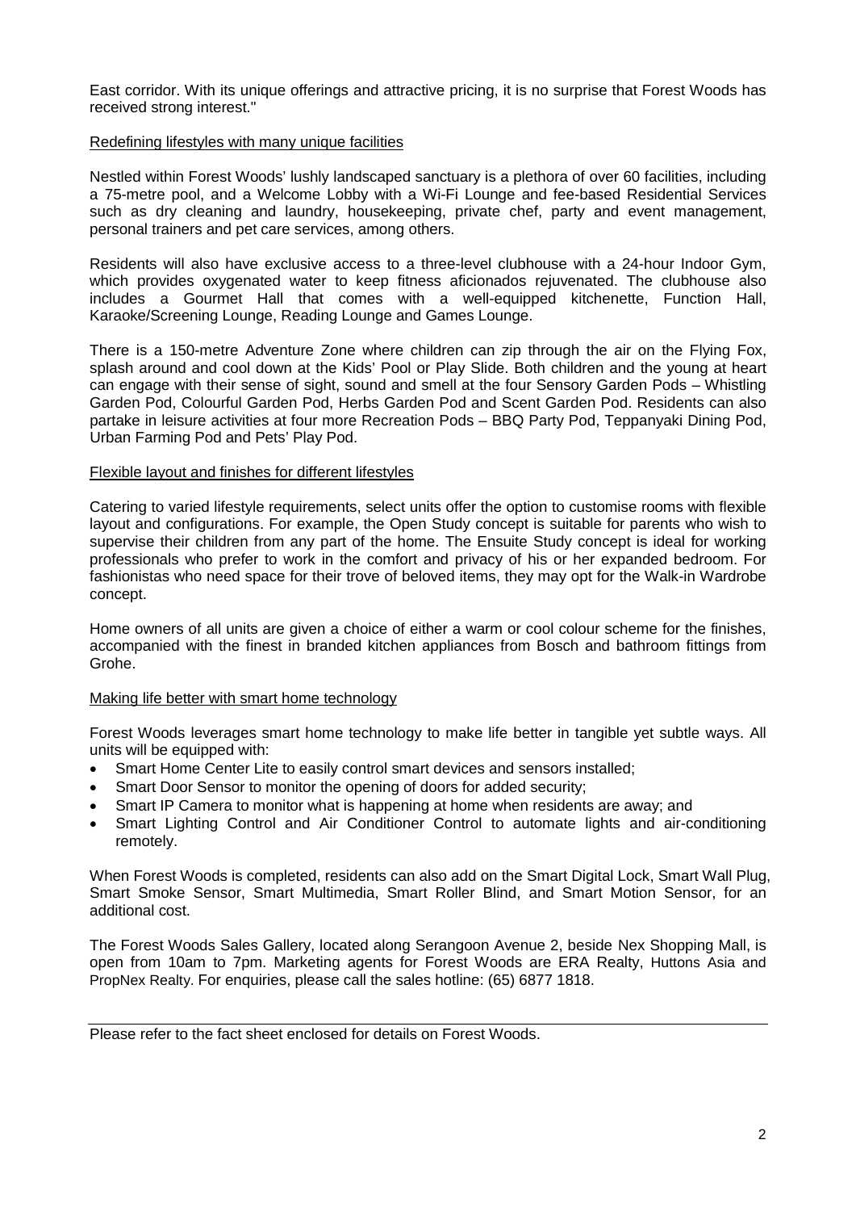East corridor. With its unique offerings and attractive pricing, it is no surprise that Forest Woods has received strong interest."

<u>Redefining lifestyles with many unique facilities</u>

Nestled within Forest Woods' lushly landscaped sanctuary is a plethora of over 60 facilities, including a 75-metre pool, and a Welcome Lobby with a Wi-Fi Lounge and fee-based Residential Services such as dry cleaning and laundry, housekeeping, private chef, party and event management, personal trainers and pet care services, among others.

Residents will also have exclusive access to a three-level clubhouse with a 24-hour Indoor Gym, which provides oxygenated water to keep fitness aficionados rejuvenated. The clubhouse also includes a Gourmet Hall that comes with a well-equipped kitchenette, Function Hall, Karaoke/Screening Lounge, Reading Lounge and Games Lounge.

There is a 150-metre Adventure Zone where children can zip through the air on the Flying Fox, splash around and cool down at the Kids' Pool or Play Slide. Both children and the young at heart can engage with their sense of sight, sound and smell at the four Sensory Garden Pods – Whistling Garden Pod, Colourful Garden Pod, Herbs Garden Pod and Scent Garden Pod. Residents can also partake in leisure activities at four more Recreation Pods – BBQ Party Pod, Teppanyaki Dining Pod, Urban Farming Pod and Pets' Play Pod.

<u>Flexible layout and finishes for different lifestyles</u>

Catering to varied lifestyle requirements, select units offer the option to customise rooms with flexible layout and configurations. For example, the Open Study concept is suitable for parents who wish to supervise their children from any part of the home. The Ensuite Study concept is ideal for working professionals who prefer to work in the comfort and privacy of his or her expanded bedroom. For fashionistas who need space for their trove of beloved items, they may opt for the Walk-in Wardrobe concept.

Home owners of all units are given a choice of either a warm or cool colour scheme for the finishes, accompanied with the finest in branded kitchen appliances from Bosch and bathroom fittings from Grohe.

<u>Making life better with smart home technology</u>

Forest Woods leverages smart home technology to make life better in tangible yet subtle ways. All units will be equipped with:

- Smart Home Center Lite to easily control smart devices and sensors installed;
- Smart Door Sensor to monitor the opening of doors for added security;
- Smart IP Camera to monitor what is happening at home when residents are away; and
- Smart Lighting Control and Air Conditioner Control to automate lights and air-conditioning remotely.

When Forest Woods is completed, residents can also add on the Smart Digital Lock, Smart Wall Plug, Smart Smoke Sensor, Smart Multimedia, Smart Roller Blind, and Smart Motion Sensor, for an additional cost.

The Forest Woods Sales Gallery, located along Serangoon Avenue 2, beside Nex Shopping Mall, is open from 10am to 7pm. Marketing agents for Forest Woods are ERA Realty, Huttons Asia and PropNex Realty. For enquiries, please call the sales hotline: (65) 6877 1818.

---

Please refer to the fact sheet enclosed for details on Forest Woods.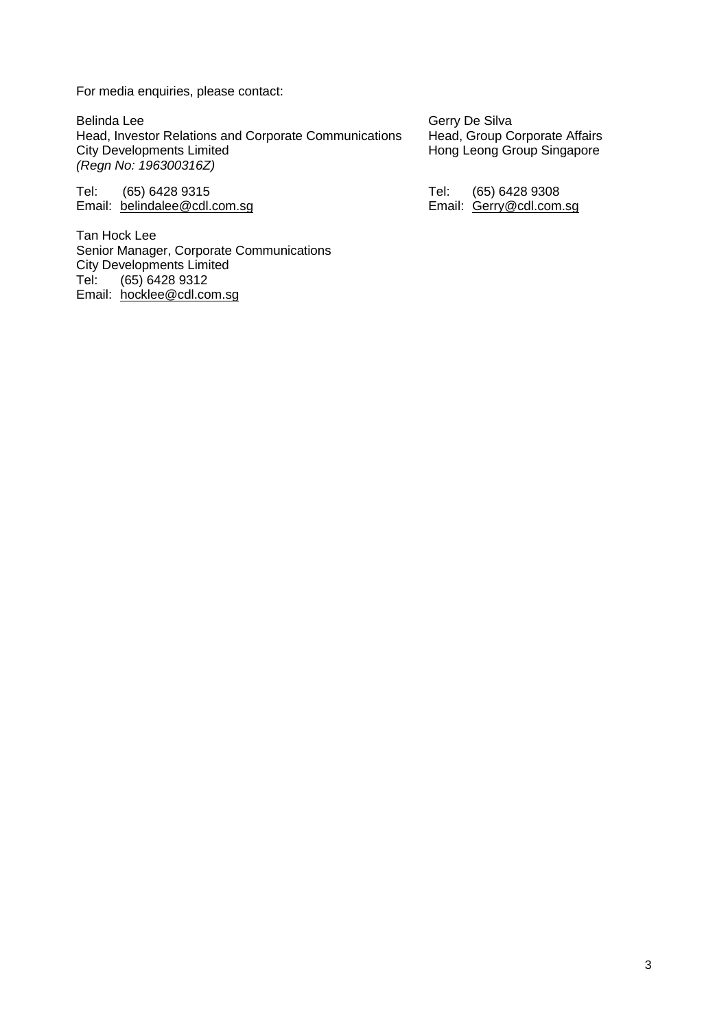For media enquiries, please contact:

Belinda Lee
Head, Investor Relations and Corporate Communications
City Developments Limited
*(Regn No: 196300316Z)*

Tel: (65) 6428 9315
Email: belindalee@cdl.com.sg

Tan Hock Lee
Senior Manager, Corporate Communications
City Developments Limited
Tel: (65) 6428 9312
Email: hocklee@cdl.com.sg

Gerry De Silva
Head, Group Corporate Affairs
Hong Leong Group Singapore

Tel: (65) 6428 9308
Email: Gerry@cdl.com.sg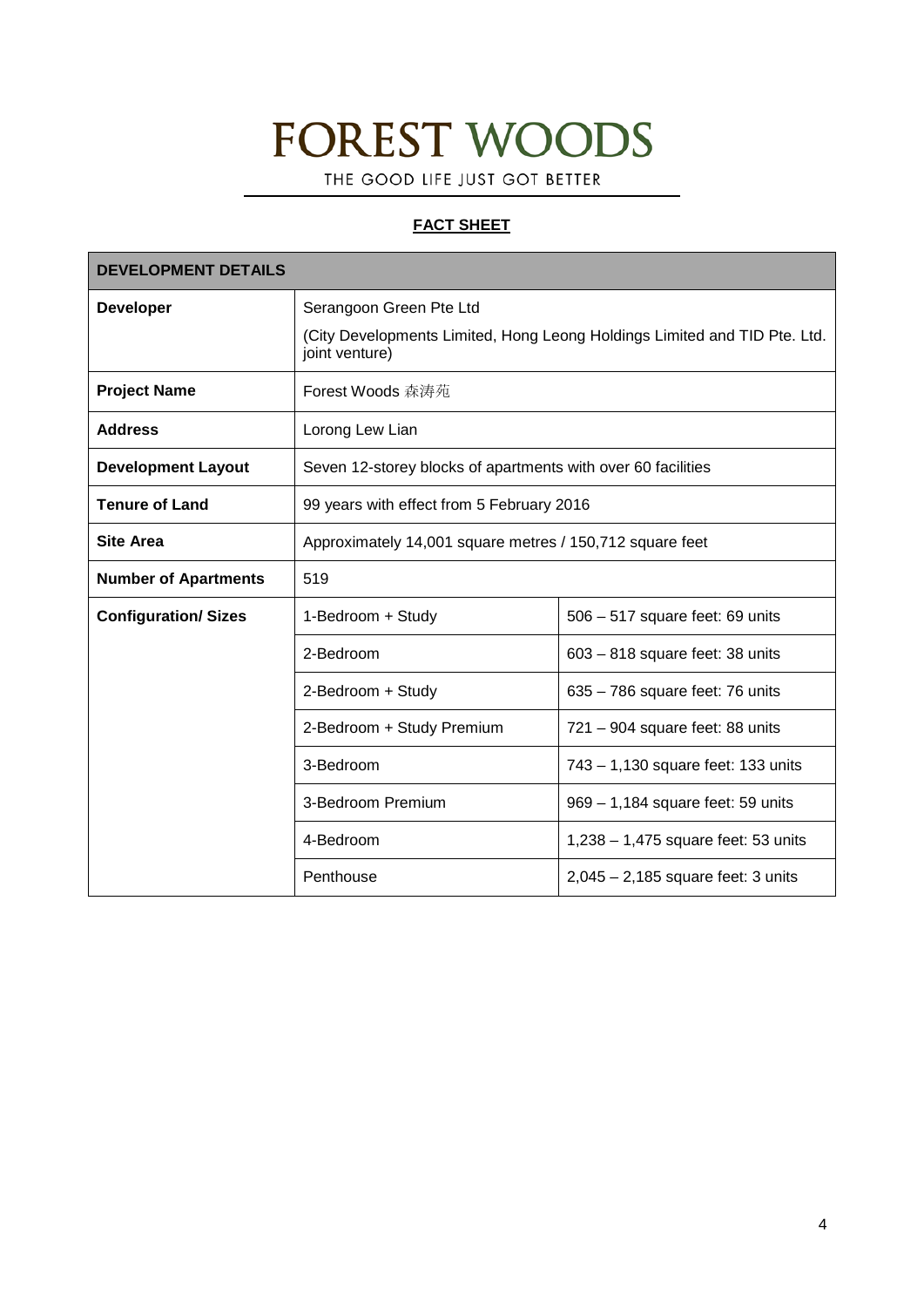# FOREST WOODS

THE GOOD LIFE JUST GOT BETTER

**FACT SHEET**

| **DEVELOPMENT DETAILS** | | |
|---|---|---|
| **Developer** | Serangoon Green Pte Ltd<br>(City Developments Limited, Hong Leong Holdings Limited and TID Pte. Ltd. joint venture) | |
| **Project Name** | Forest Woods 森涛苑 | |
| **Address** | Lorong Lew Lian | |
| **Development Layout** | Seven 12-storey blocks of apartments with over 60 facilities | |
| **Tenure of Land** | 99 years with effect from 5 February 2016 | |
| **Site Area** | Approximately 14,001 square metres / 150,712 square feet | |
| **Number of Apartments** | 519 | |
| **Configuration/ Sizes** | 1-Bedroom + Study | 506 – 517 square feet: 69 units |
| | 2-Bedroom | 603 – 818 square feet: 38 units |
| | 2-Bedroom + Study | 635 – 786 square feet: 76 units |
| | 2-Bedroom + Study Premium | 721 – 904 square feet: 88 units |
| | 3-Bedroom | 743 – 1,130 square feet: 133 units |
| | 3-Bedroom Premium | 969 – 1,184 square feet: 59 units |
| | 4-Bedroom | 1,238 – 1,475 square feet: 53 units |
| | Penthouse | 2,045 – 2,185 square feet: 3 units |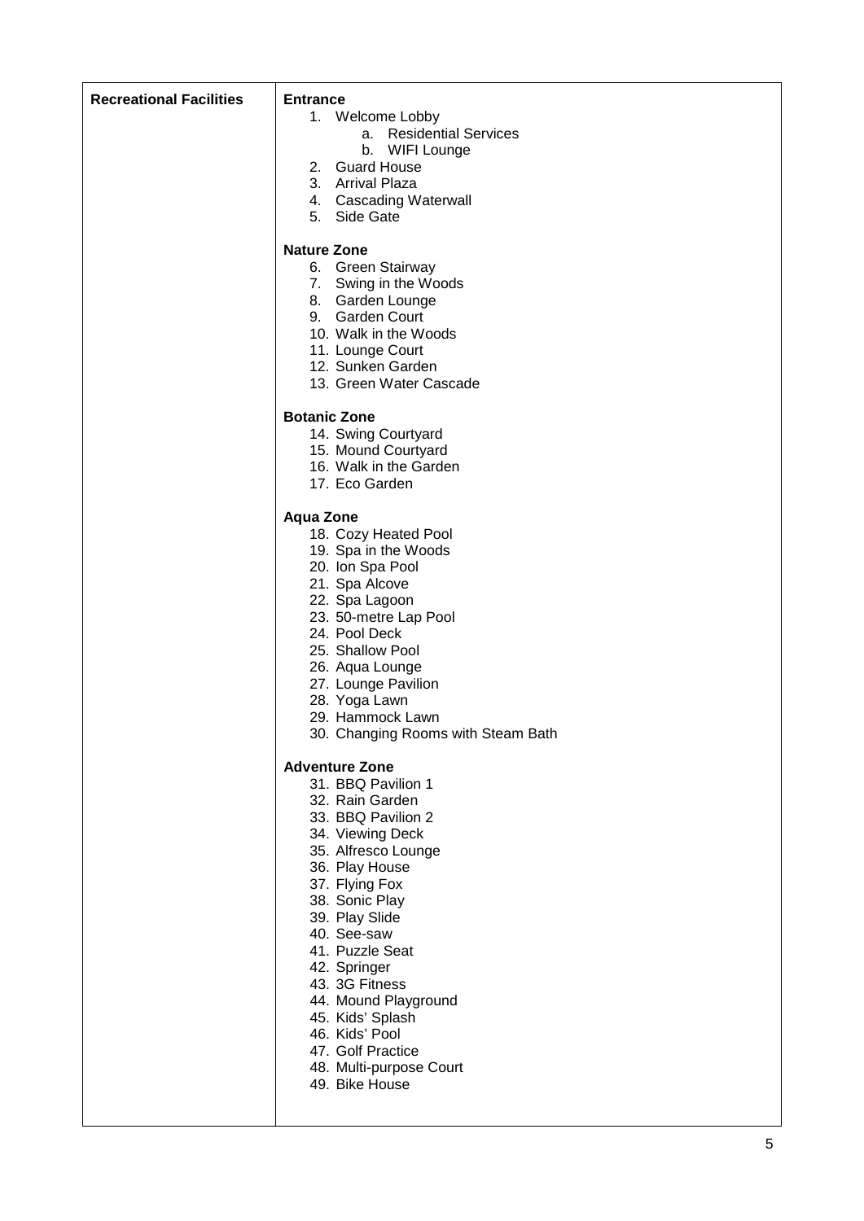| Recreational Facilities | **Entrance**<br>1. Welcome Lobby<br>a. Residential Services<br>b. WIFI Lounge<br>2. Guard House<br>3. Arrival Plaza<br>4. Cascading Waterwall<br>5. Side Gate<br><br>**Nature Zone**<br>6. Green Stairway<br>7. Swing in the Woods<br>8. Garden Lounge<br>9. Garden Court<br>10. Walk in the Woods<br>11. Lounge Court<br>12. Sunken Garden<br>13. Green Water Cascade<br><br>**Botanic Zone**<br>14. Swing Courtyard<br>15. Mound Courtyard<br>16. Walk in the Garden<br>17. Eco Garden<br><br>**Aqua Zone**<br>18. Cozy Heated Pool<br>19. Spa in the Woods<br>20. Ion Spa Pool<br>21. Spa Alcove<br>22. Spa Lagoon<br>23. 50-metre Lap Pool<br>24. Pool Deck<br>25. Shallow Pool<br>26. Aqua Lounge<br>27. Lounge Pavilion<br>28. Yoga Lawn<br>29. Hammock Lawn<br>30. Changing Rooms with Steam Bath<br><br>**Adventure Zone**<br>31. BBQ Pavilion 1<br>32. Rain Garden<br>33. BBQ Pavilion 2<br>34. Viewing Deck<br>35. Alfresco Lounge<br>36. Play House<br>37. Flying Fox<br>38. Sonic Play<br>39. Play Slide<br>40. See-saw<br>41. Puzzle Seat<br>42. Springer<br>43. 3G Fitness<br>44. Mound Playground<br>45. Kids' Splash<br>46. Kids' Pool<br>47. Golf Practice<br>48. Multi-purpose Court<br>49. Bike House |
|---|---|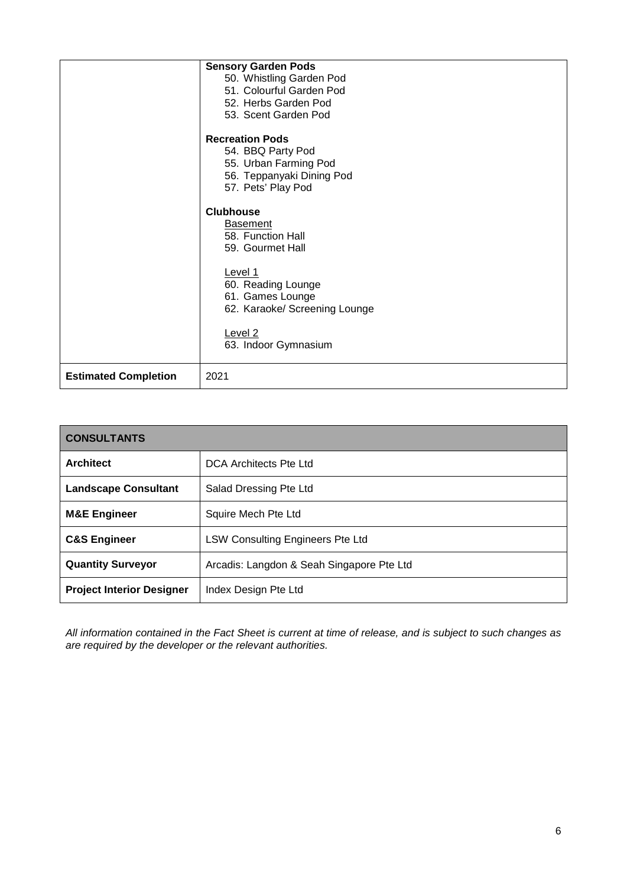| | |
|---|---|
| | **Sensory Garden Pods**<br>50. Whistling Garden Pod<br>51. Colourful Garden Pod<br>52. Herbs Garden Pod<br>53. Scent Garden Pod<br><br>**Recreation Pods**<br>54. BBQ Party Pod<br>55. Urban Farming Pod<br>56. Teppanyaki Dining Pod<br>57. Pets' Play Pod<br><br>**Clubhouse**<br>Basement<br>58. Function Hall<br>59. Gourmet Hall<br><br>Level 1<br>60. Reading Lounge<br>61. Games Lounge<br>62. Karaoke/ Screening Lounge<br><br>Level 2<br>63. Indoor Gymnasium |
| **Estimated Completion** | 2021 |

| **CONSULTANTS** | |
|---|---|
| **Architect** | DCA Architects Pte Ltd |
| **Landscape Consultant** | Salad Dressing Pte Ltd |
| **M&E Engineer** | Squire Mech Pte Ltd |
| **C&S Engineer** | LSW Consulting Engineers Pte Ltd |
| **Quantity Surveyor** | Arcadis: Langdon & Seah Singapore Pte Ltd |
| **Project Interior Designer** | Index Design Pte Ltd |

*All information contained in the Fact Sheet is current at time of release, and is subject to such changes as are required by the developer or the relevant authorities.*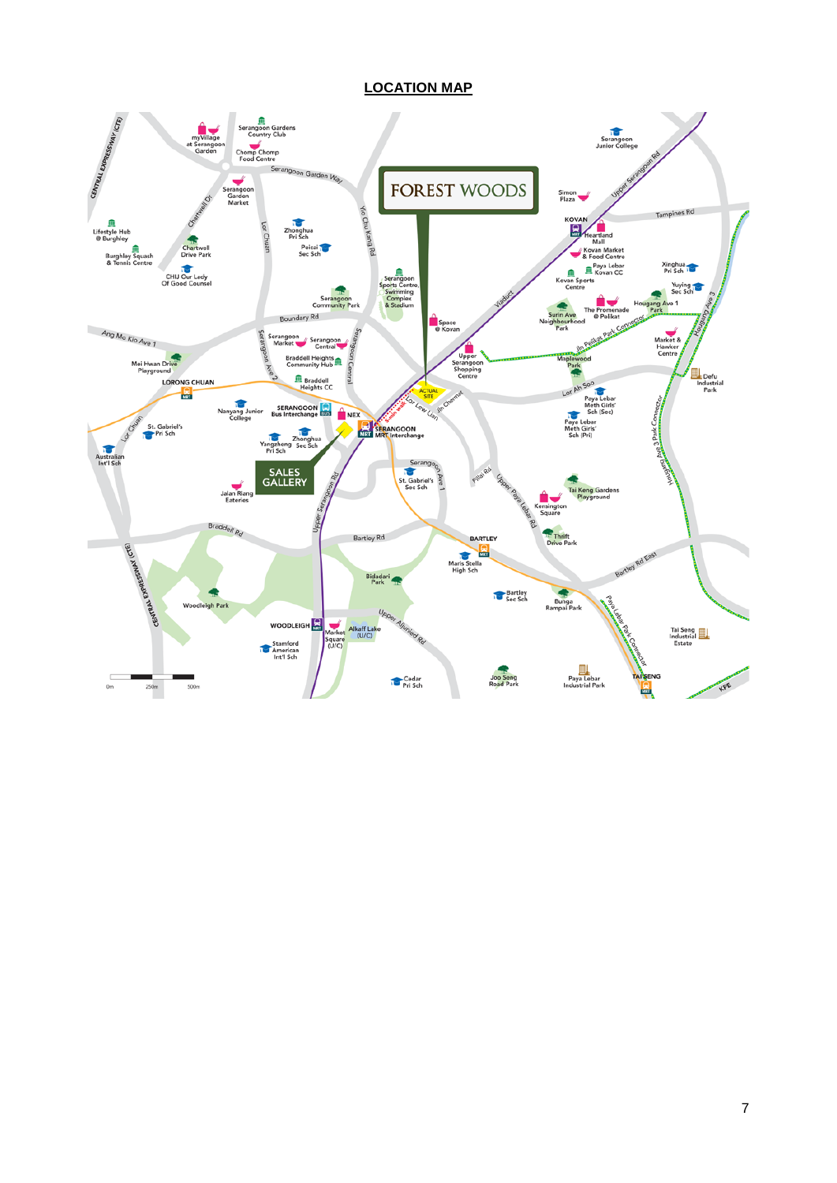# LOCATION MAP

FOREST WOODS

SALES GALLERY

ACTUAL SITE

Serangoon Gardens Country Club

myVillage at Serangoon Garden

Chomp Chomp Food Centre

Serangoon Garden Way

Serangoon Garden Market

Chartwell Dr

Lor Chuan

Zhonghua Pri Sch

Paicai Sec Sch

Yio Chu Kang Rd

Lifestyle Hub @ Burghley

Burghley Squash & Tennis Centre

Chartwell Drive Park

CHIJ Our Lady Of Good Counsel

Serangoon Community Park

Serangoon Sports Centre, Swimming Complex & Stadium

Boundary Rd

Space @ Kovan

Ang Mo Kio Ave 1

Serangoon Market

Serangoon Central

Serangoon Ave 2

Braddell Heights Community Hub

Braddell Heights CC

Mei Hwan Drive Playground

LORONG CHUAN

Nanyang Junior College

SERANGOON Bus Interchange

NEX

SERANGOON MRT Interchange

Zhonghua Sec Sch

Yangzheng Pri Sch

St. Gabriel's Pri Sch

Lor Chuan

Australian Int'l Sch

Jalan Riang Eateries

Upper Serangoon Rd

Braddell Rd

Bartley Rd

CENTRAL EXPRESSWAY (CTE)

Woodleigh Park

WOODLEIGH

Market Square (U/C)

Alkaff Lake (U/C)

Stamford American Int'l Sch

Bidadari Park

Upper Aljunied Rd

Cedar Pri Sch

Serangoon Junior College

Upper Serangoon Rd

Simon Plaza

KOVAN

Heartland Mall

Kovan Market & Food Centre

Tampines Rd

Paya Lebar Kovan CC

Kovan Sports Centre

Xinghua Pri Sch

Yuying Sec Sch

Viaduct

Surin Ave Neighbourhood Park

The Promenade @ Pelikat

Hougang Ave 1 Park

Hougang Ave 3

Jln Pelikat Park Connector

Market & Hawker Centre

Upper Serangoon Shopping Centre

Maplewood Park

Defu Industrial Park

Lor Ah Soo

Paya Lebar Meth Girls' Sch (Sec)

Paya Lebar Meth Girls' Sch (Pri)

Hougang Ave 3 Park Connector

Lor Low Koon

Jln Chermat

Serangoon Ave 1

St. Gabriel's Sec Sch

Pifian Rd

Upper Paya Lebar Rd

Kensington Square

Tai Keng Gardens Playground

Thrift Drive Park

BARTLEY

Maris Stella High Sch

Bartley Sec Sch

Bunga Rampai Park

Bartley Rd East

Paya Lebar Park Connector

Tai Seng Industrial Estate

Joo Seng Road Park

Paya Lebar Industrial Park

TAI SENG

KPE

0m 250m 500m